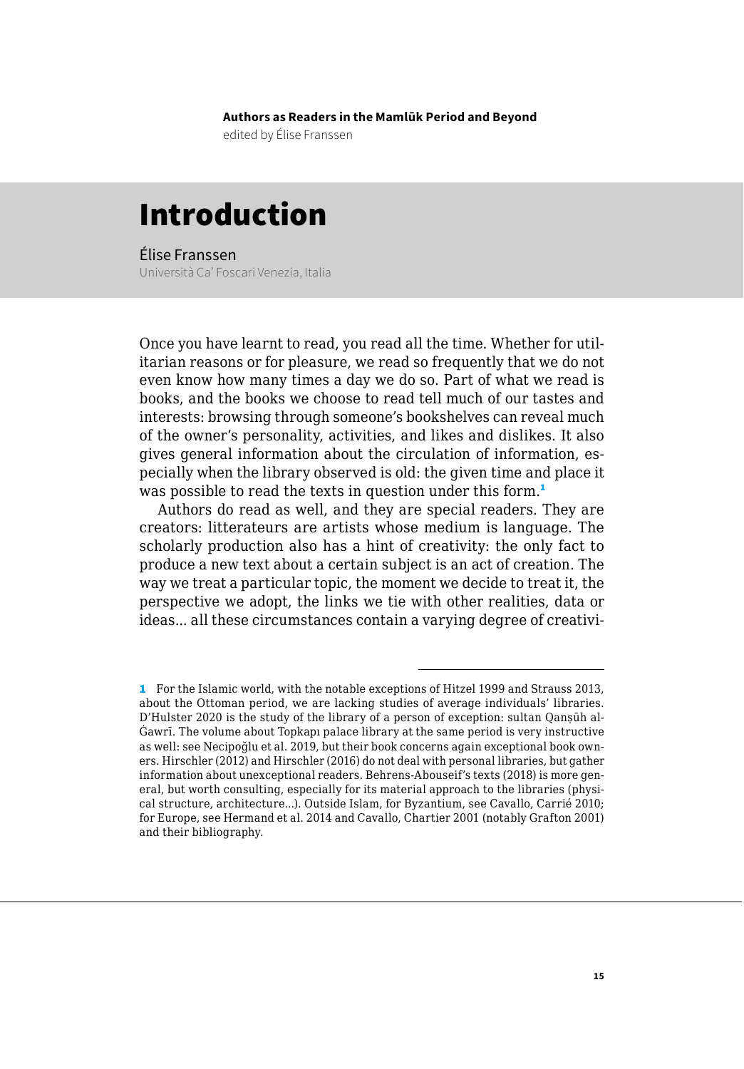**Authors as Readers in the Mamlūk Period and Beyond**

edited by Élise Franssen

# Introduction

Élise Franssen

Università Ca' Foscari Venezia, Italia

Once you have learnt to read, you read all the time. Whether for utilitarian reasons or for pleasure, we read so frequently that we do not even know how many times a day we do so. Part of what we read is books, and the books we choose to read tell much of our tastes and interests: browsing through someone's bookshelves can reveal much of the owner's personality, activities, and likes and dislikes. It also gives general information about the circulation of information, especially when the library observed is old: the given time and place it was possible to read the texts in question under this form.[1]

Authors do read as well, and they are special readers. They are creators: litterateurs are artists whose medium is language. The scholarly production also has a hint of creativity: the only fact to produce a new text about a certain subject is an act of creation. The way we treat a particular topic, the moment we decide to treat it, the perspective we adopt, the links we tie with other realities, data or ideas… all these circumstances contain a varying degree of creativi-

---

1 For the Islamic world, with the notable exceptions of Hitzel 1999 and Strauss 2013, about the Ottoman period, we are lacking studies of average individuals' libraries. D'Hulster 2020 is the study of the library of a person of exception: sultan Qanṣūh al-Ġawrī. The volume about Topkapı palace library at the same period is very instructive as well: see Necipoğlu et al. 2019, but their book concerns again exceptional book owners. Hirschler (2012) and Hirschler (2016) do not deal with personal libraries, but gather information about unexceptional readers. Behrens-Abouseif's texts (2018) is more general, but worth consulting, especially for its material approach to the libraries (physical structure, architecture…). Outside Islam, for Byzantium, see Cavallo, Carrié 2010; for Europe, see Hermand et al. 2014 and Cavallo, Chartier 2001 (notably Grafton 2001) and their bibliography.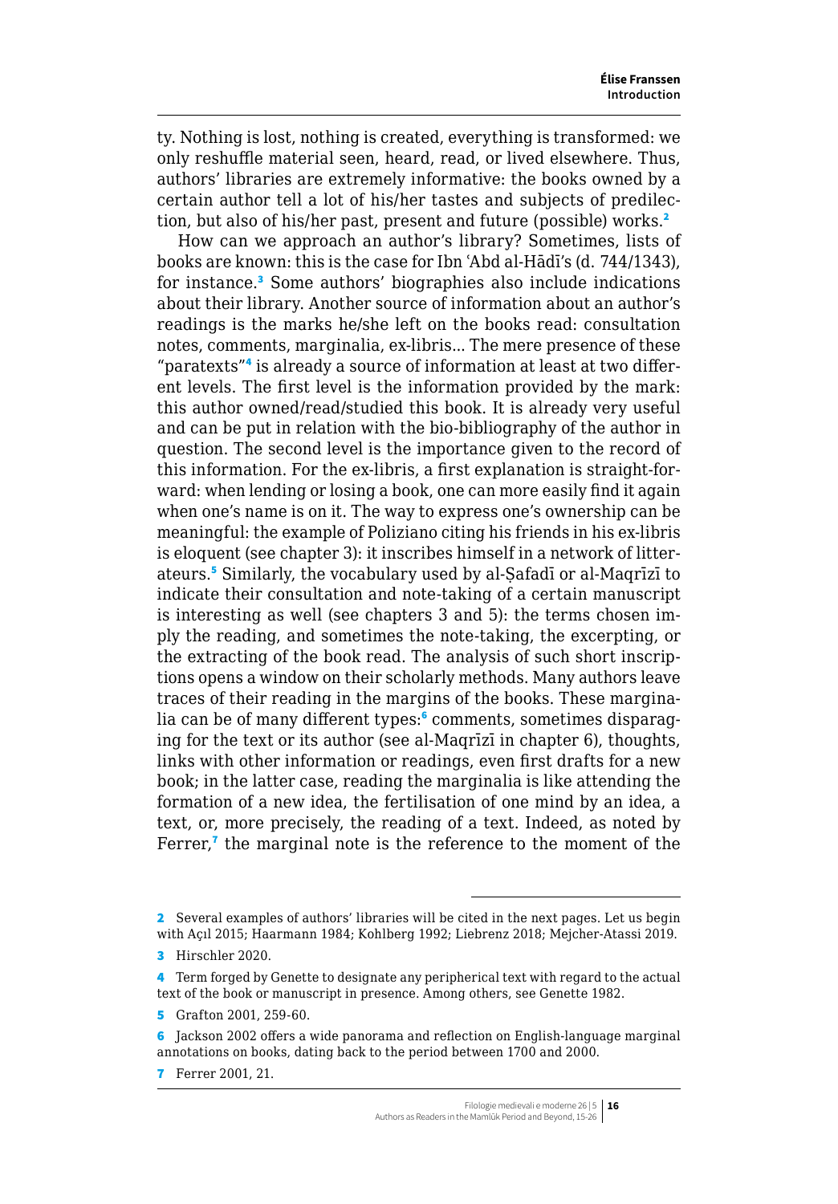ty. Nothing is lost, nothing is created, everything is transformed: we only reshuffle material seen, heard, read, or lived elsewhere. Thus, authors' libraries are extremely informative: the books owned by a certain author tell a lot of his/her tastes and subjects of predilection, but also of his/her past, present and future (possible) works.[2]

How can we approach an author's library? Sometimes, lists of books are known: this is the case for Ibn ʿAbd al-Hādī's (d. 744/1343), for instance.[3] Some authors' biographies also include indications about their library. Another source of information about an author's readings is the marks he/she left on the books read: consultation notes, comments, marginalia, ex-libris... The mere presence of these "paratexts"[4] is already a source of information at least at two different levels. The first level is the information provided by the mark: this author owned/read/studied this book. It is already very useful and can be put in relation with the bio-bibliography of the author in question. The second level is the importance given to the record of this information. For the ex-libris, a first explanation is straight-forward: when lending or losing a book, one can more easily find it again when one's name is on it. The way to express one's ownership can be meaningful: the example of Poliziano citing his friends in his ex-libris is eloquent (see chapter 3): it inscribes himself in a network of litterateurs.[5] Similarly, the vocabulary used by al-Ṣafadī or al-Maqrīzī to indicate their consultation and note-taking of a certain manuscript is interesting as well (see chapters 3 and 5): the terms chosen imply the reading, and sometimes the note-taking, the excerpting, or the extracting of the book read. The analysis of such short inscriptions opens a window on their scholarly methods. Many authors leave traces of their reading in the margins of the books. These marginalia can be of many different types:[6] comments, sometimes disparaging for the text or its author (see al-Maqrīzī in chapter 6), thoughts, links with other information or readings, even first drafts for a new book; in the latter case, reading the marginalia is like attending the formation of a new idea, the fertilisation of one mind by an idea, a text, or, more precisely, the reading of a text. Indeed, as noted by Ferrer,[7] the marginal note is the reference to the moment of the

---

[2] Several examples of authors' libraries will be cited in the next pages. Let us begin with Açıl 2015; Haarmann 1984; Kohlberg 1992; Liebrenz 2018; Mejcher-Atassi 2019.

[3] Hirschler 2020.

[4] Term forged by Genette to designate any peripherical text with regard to the actual text of the book or manuscript in presence. Among others, see Genette 1982.

[5] Grafton 2001, 259-60.

[6] Jackson 2002 offers a wide panorama and reflection on English-language marginal annotations on books, dating back to the period between 1700 and 2000.

[7] Ferrer 2001, 21.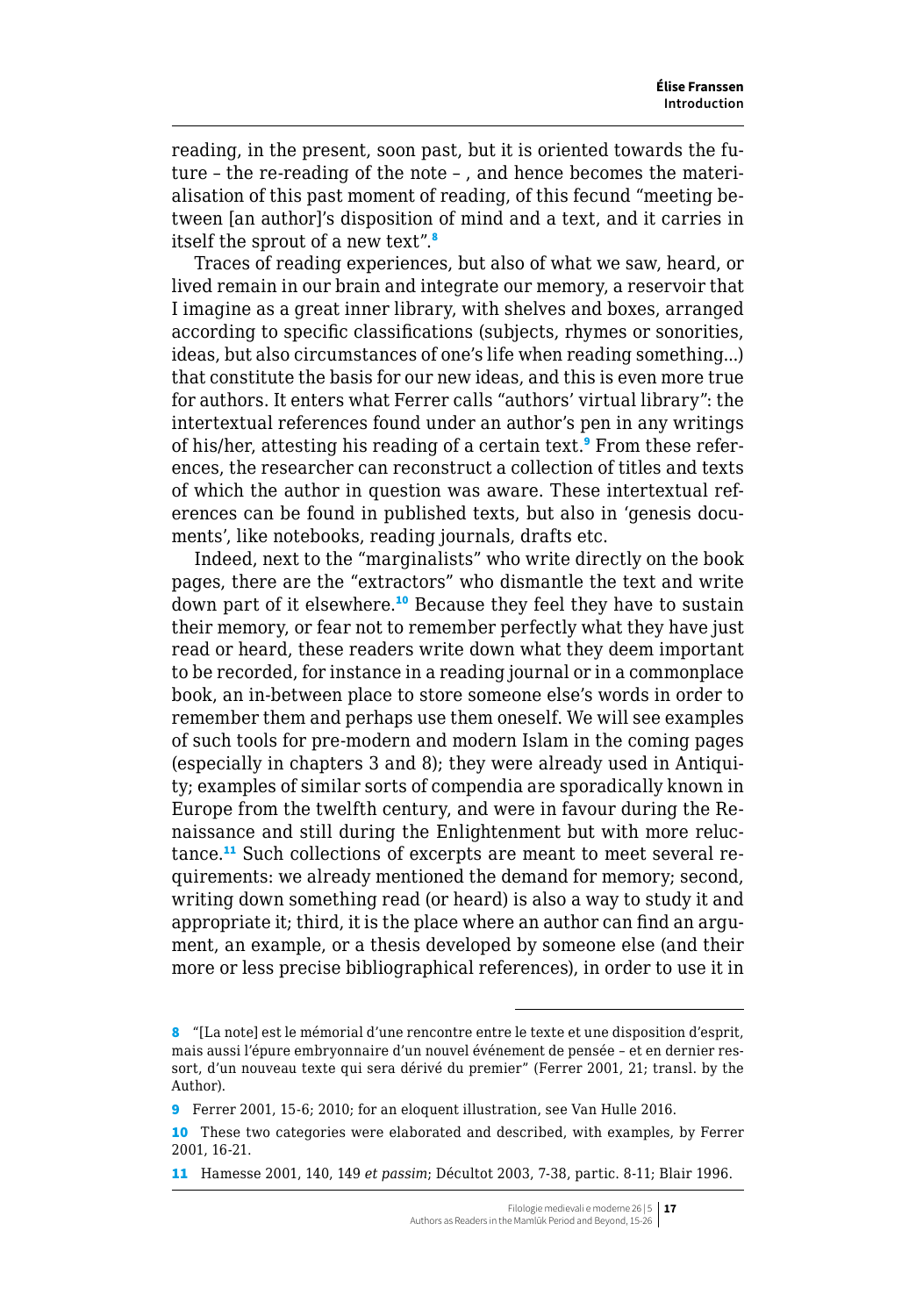reading, in the present, soon past, but it is oriented towards the future – the re-reading of the note – , and hence becomes the materialisation of this past moment of reading, of this fecund "meeting between [an author]'s disposition of mind and a text, and it carries in itself the sprout of a new text".[8]

Traces of reading experiences, but also of what we saw, heard, or lived remain in our brain and integrate our memory, a reservoir that I imagine as a great inner library, with shelves and boxes, arranged according to specific classifications (subjects, rhymes or sonorities, ideas, but also circumstances of one's life when reading something…) that constitute the basis for our new ideas, and this is even more true for authors. It enters what Ferrer calls "authors' virtual library": the intertextual references found under an author's pen in any writings of his/her, attesting his reading of a certain text.[9] From these references, the researcher can reconstruct a collection of titles and texts of which the author in question was aware. These intertextual references can be found in published texts, but also in 'genesis documents', like notebooks, reading journals, drafts etc.

Indeed, next to the "marginalists" who write directly on the book pages, there are the "extractors" who dismantle the text and write down part of it elsewhere.[10] Because they feel they have to sustain their memory, or fear not to remember perfectly what they have just read or heard, these readers write down what they deem important to be recorded, for instance in a reading journal or in a commonplace book, an in-between place to store someone else's words in order to remember them and perhaps use them oneself. We will see examples of such tools for pre-modern and modern Islam in the coming pages (especially in chapters 3 and 8); they were already used in Antiquity; examples of similar sorts of compendia are sporadically known in Europe from the twelfth century, and were in favour during the Renaissance and still during the Enlightenment but with more reluctance.[11] Such collections of excerpts are meant to meet several requirements: we already mentioned the demand for memory; second, writing down something read (or heard) is also a way to study it and appropriate it; third, it is the place where an author can find an argument, an example, or a thesis developed by someone else (and their more or less precise bibliographical references), in order to use it in

---

8 "[La note] est le mémorial d'une rencontre entre le texte et une disposition d'esprit, mais aussi l'épure embryonnaire d'un nouvel événement de pensée – et en dernier ressort, d'un nouveau texte qui sera dérivé du premier" (Ferrer 2001, 21; transl. by the Author).

9 Ferrer 2001, 15-6; 2010; for an eloquent illustration, see Van Hulle 2016.

10 These two categories were elaborated and described, with examples, by Ferrer 2001, 16-21.

11 Hamesse 2001, 140, 149 *et passim*; Décultot 2003, 7-38, partic. 8-11; Blair 1996.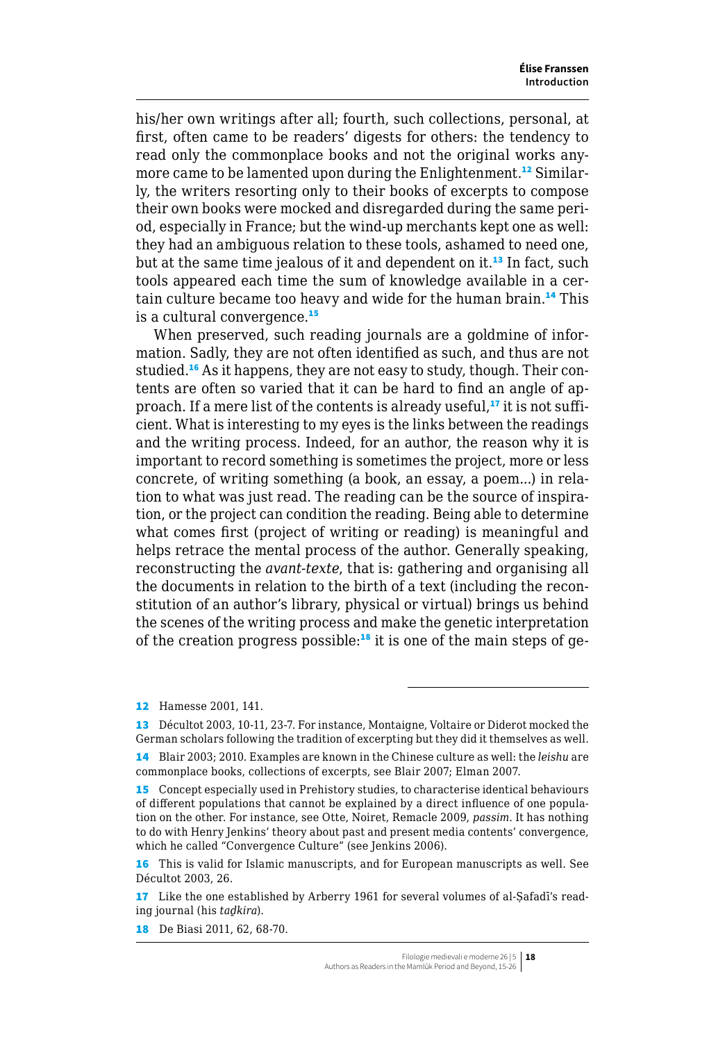his/her own writings after all; fourth, such collections, personal, at first, often came to be readers' digests for others: the tendency to read only the commonplace books and not the original works anymore came to be lamented upon during the Enlightenment.[12] Similarly, the writers resorting only to their books of excerpts to compose their own books were mocked and disregarded during the same period, especially in France; but the wind-up merchants kept one as well: they had an ambiguous relation to these tools, ashamed to need one, but at the same time jealous of it and dependent on it.[13] In fact, such tools appeared each time the sum of knowledge available in a certain culture became too heavy and wide for the human brain.[14] This is a cultural convergence.[15]

When preserved, such reading journals are a goldmine of information. Sadly, they are not often identified as such, and thus are not studied.[16] As it happens, they are not easy to study, though. Their contents are often so varied that it can be hard to find an angle of approach. If a mere list of the contents is already useful,[17] it is not sufficient. What is interesting to my eyes is the links between the readings and the writing process. Indeed, for an author, the reason why it is important to record something is sometimes the project, more or less concrete, of writing something (a book, an essay, a poem…) in relation to what was just read. The reading can be the source of inspiration, or the project can condition the reading. Being able to determine what comes first (project of writing or reading) is meaningful and helps retrace the mental process of the author. Generally speaking, reconstructing the *avant-texte*, that is: gathering and organising all the documents in relation to the birth of a text (including the reconstitution of an author's library, physical or virtual) brings us behind the scenes of the writing process and make the genetic interpretation of the creation progress possible:[18] it is one of the main steps of ge-

---

12 Hamesse 2001, 141.

13 Décultot 2003, 10-11, 23-7. For instance, Montaigne, Voltaire or Diderot mocked the German scholars following the tradition of excerpting but they did it themselves as well.

14 Blair 2003; 2010. Examples are known in the Chinese culture as well: the *leishu* are commonplace books, collections of excerpts, see Blair 2007; Elman 2007.

15 Concept especially used in Prehistory studies, to characterise identical behaviours of different populations that cannot be explained by a direct influence of one population on the other. For instance, see Otte, Noiret, Remacle 2009, *passim*. It has nothing to do with Henry Jenkins' theory about past and present media contents' convergence, which he called "Convergence Culture" (see Jenkins 2006).

16 This is valid for Islamic manuscripts, and for European manuscripts as well. See Décultot 2003, 26.

17 Like the one established by Arberry 1961 for several volumes of al-Ṣafadī's reading journal (his *taḏkira*).

18 De Biasi 2011, 62, 68-70.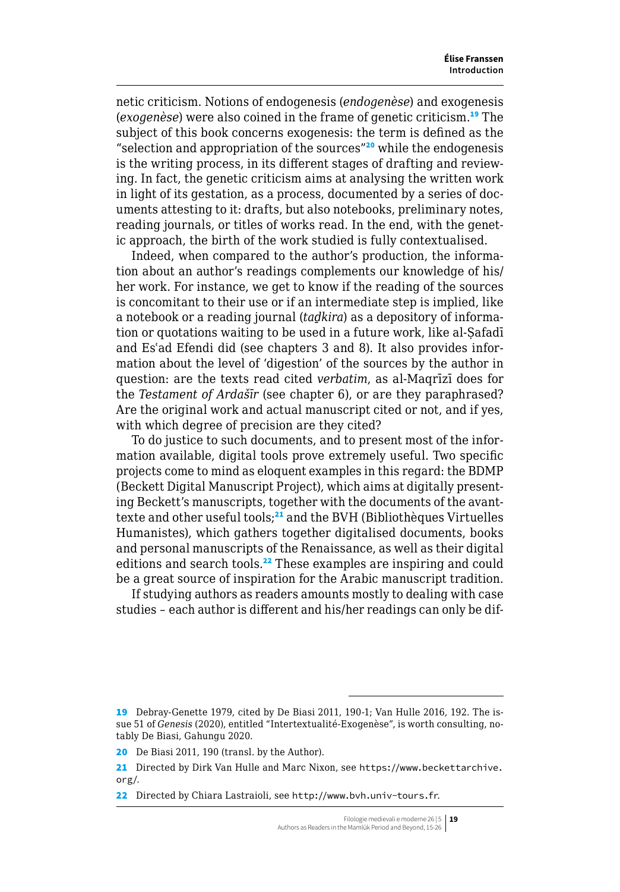netic criticism. Notions of endogenesis (*endogenèse*) and exogenesis (*exogenèse*) were also coined in the frame of genetic criticism.[19] The subject of this book concerns exogenesis: the term is defined as the "selection and appropriation of the sources"[20] while the endogenesis is the writing process, in its different stages of drafting and reviewing. In fact, the genetic criticism aims at analysing the written work in light of its gestation, as a process, documented by a series of documents attesting to it: drafts, but also notebooks, preliminary notes, reading journals, or titles of works read. In the end, with the genetic approach, the birth of the work studied is fully contextualised.

Indeed, when compared to the author's production, the information about an author's readings complements our knowledge of his/her work. For instance, we get to know if the reading of the sources is concomitant to their use or if an intermediate step is implied, like a notebook or a reading journal (*taḏkira*) as a depository of information or quotations waiting to be used in a future work, like al-Ṣafadī and Esʿad Efendi did (see chapters 3 and 8). It also provides information about the level of 'digestion' of the sources by the author in question: are the texts read cited *verbatim*, as al-Maqrīzī does for the *Testament of Ardašīr* (see chapter 6), or are they paraphrased? Are the original work and actual manuscript cited or not, and if yes, with which degree of precision are they cited?

To do justice to such documents, and to present most of the information available, digital tools prove extremely useful. Two specific projects come to mind as eloquent examples in this regard: the BDMP (Beckett Digital Manuscript Project), which aims at digitally presenting Beckett's manuscripts, together with the documents of the avant-texte and other useful tools;[21] and the BVH (Bibliothèques Virtuelles Humanistes), which gathers together digitalised documents, books and personal manuscripts of the Renaissance, as well as their digital editions and search tools.[22] These examples are inspiring and could be a great source of inspiration for the Arabic manuscript tradition.

If studying authors as readers amounts mostly to dealing with case studies – each author is different and his/her readings can only be dif-

---

19 Debray-Genette 1979, cited by De Biasi 2011, 190-1; Van Hulle 2016, 192. The issue 51 of *Genesis* (2020), entitled "Intertextualité-Exogenèse", is worth consulting, notably De Biasi, Gahungu 2020.

20 De Biasi 2011, 190 (transl. by the Author).

21 Directed by Dirk Van Hulle and Marc Nixon, see https://www.beckettarchive.org/.

22 Directed by Chiara Lastraioli, see http://www.bvh.univ-tours.fr.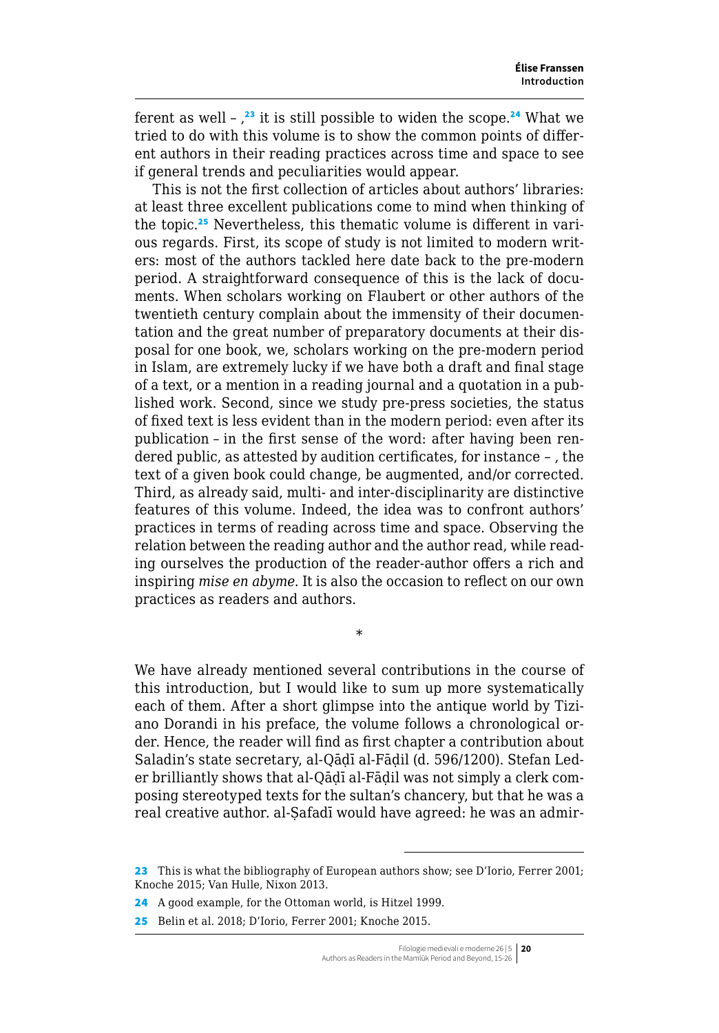ferent as well – ,[23] it is still possible to widen the scope.[24] What we tried to do with this volume is to show the common points of different authors in their reading practices across time and space to see if general trends and peculiarities would appear.

This is not the first collection of articles about authors' libraries: at least three excellent publications come to mind when thinking of the topic.[25] Nevertheless, this thematic volume is different in various regards. First, its scope of study is not limited to modern writers: most of the authors tackled here date back to the pre-modern period. A straightforward consequence of this is the lack of documents. When scholars working on Flaubert or other authors of the twentieth century complain about the immensity of their documentation and the great number of preparatory documents at their disposal for one book, we, scholars working on the pre-modern period in Islam, are extremely lucky if we have both a draft and final stage of a text, or a mention in a reading journal and a quotation in a published work. Second, since we study pre-press societies, the status of fixed text is less evident than in the modern period: even after its publication – in the first sense of the word: after having been rendered public, as attested by audition certificates, for instance – , the text of a given book could change, be augmented, and/or corrected. Third, as already said, multi- and inter-disciplinarity are distinctive features of this volume. Indeed, the idea was to confront authors' practices in terms of reading across time and space. Observing the relation between the reading author and the author read, while reading ourselves the production of the reader-author offers a rich and inspiring *mise en abyme*. It is also the occasion to reflect on our own practices as readers and authors.

*

We have already mentioned several contributions in the course of this introduction, but I would like to sum up more systematically each of them. After a short glimpse into the antique world by Tiziano Dorandi in his preface, the volume follows a chronological order. Hence, the reader will find as first chapter a contribution about Saladin's state secretary, al-Qāḍī al-Fāḍil (d. 596/1200). Stefan Leder brilliantly shows that al-Qāḍī al-Fāḍil was not simply a clerk composing stereotyped texts for the sultan's chancery, but that he was a real creative author. al-Ṣafadī would have agreed: he was an admir-

---

23 This is what the bibliography of European authors show; see D'Iorio, Ferrer 2001; Knoche 2015; Van Hulle, Nixon 2013.

24 A good example, for the Ottoman world, is Hitzel 1999.

25 Belin et al. 2018; D'Iorio, Ferrer 2001; Knoche 2015.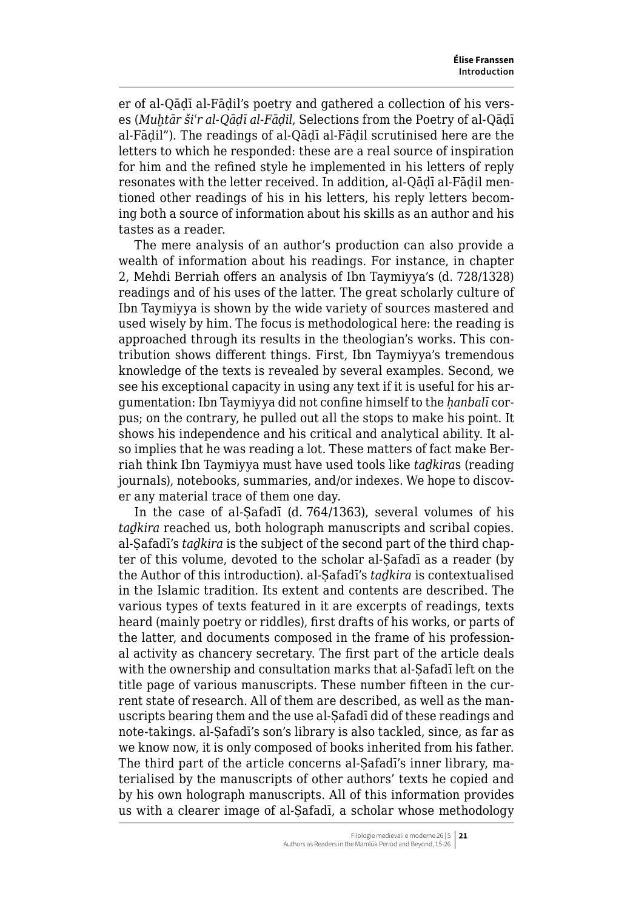er of al-Qāḍī al-Fāḍil's poetry and gathered a collection of his verses (*Muḫtār šiʿr al-Qāḍī al-Fāḍil*, Selections from the Poetry of al-Qāḍī al-Fāḍil"). The readings of al-Qāḍī al-Fāḍil scrutinised here are the letters to which he responded: these are a real source of inspiration for him and the refined style he implemented in his letters of reply resonates with the letter received. In addition, al-Qāḍī al-Fāḍil mentioned other readings of his in his letters, his reply letters becoming both a source of information about his skills as an author and his tastes as a reader.

The mere analysis of an author's production can also provide a wealth of information about his readings. For instance, in chapter 2, Mehdi Berriah offers an analysis of Ibn Taymiyya's (d. 728/1328) readings and of his uses of the latter. The great scholarly culture of Ibn Taymiyya is shown by the wide variety of sources mastered and used wisely by him. The focus is methodological here: the reading is approached through its results in the theologian's works. This contribution shows different things. First, Ibn Taymiyya's tremendous knowledge of the texts is revealed by several examples. Second, we see his exceptional capacity in using any text if it is useful for his argumentation: Ibn Taymiyya did not confine himself to the *ḥanbalī* corpus; on the contrary, he pulled out all the stops to make his point. It shows his independence and his critical and analytical ability. It also implies that he was reading a lot. These matters of fact make Berriah think Ibn Taymiyya must have used tools like *taḏkira*s (reading journals), notebooks, summaries, and/or indexes. We hope to discover any material trace of them one day.

In the case of al-Ṣafadī (d. 764/1363), several volumes of his *taḏkira* reached us, both holograph manuscripts and scribal copies. al-Ṣafadī's *taḏkira* is the subject of the second part of the third chapter of this volume, devoted to the scholar al-Ṣafadī as a reader (by the Author of this introduction). al-Ṣafadī's *taḏkira* is contextualised in the Islamic tradition. Its extent and contents are described. The various types of texts featured in it are excerpts of readings, texts heard (mainly poetry or riddles), first drafts of his works, or parts of the latter, and documents composed in the frame of his professional activity as chancery secretary. The first part of the article deals with the ownership and consultation marks that al-Ṣafadī left on the title page of various manuscripts. These number fifteen in the current state of research. All of them are described, as well as the manuscripts bearing them and the use al-Ṣafadī did of these readings and note-takings. al-Ṣafadī's son's library is also tackled, since, as far as we know now, it is only composed of books inherited from his father. The third part of the article concerns al-Ṣafadī's inner library, materialised by the manuscripts of other authors' texts he copied and by his own holograph manuscripts. All of this information provides us with a clearer image of al-Ṣafadī, a scholar whose methodology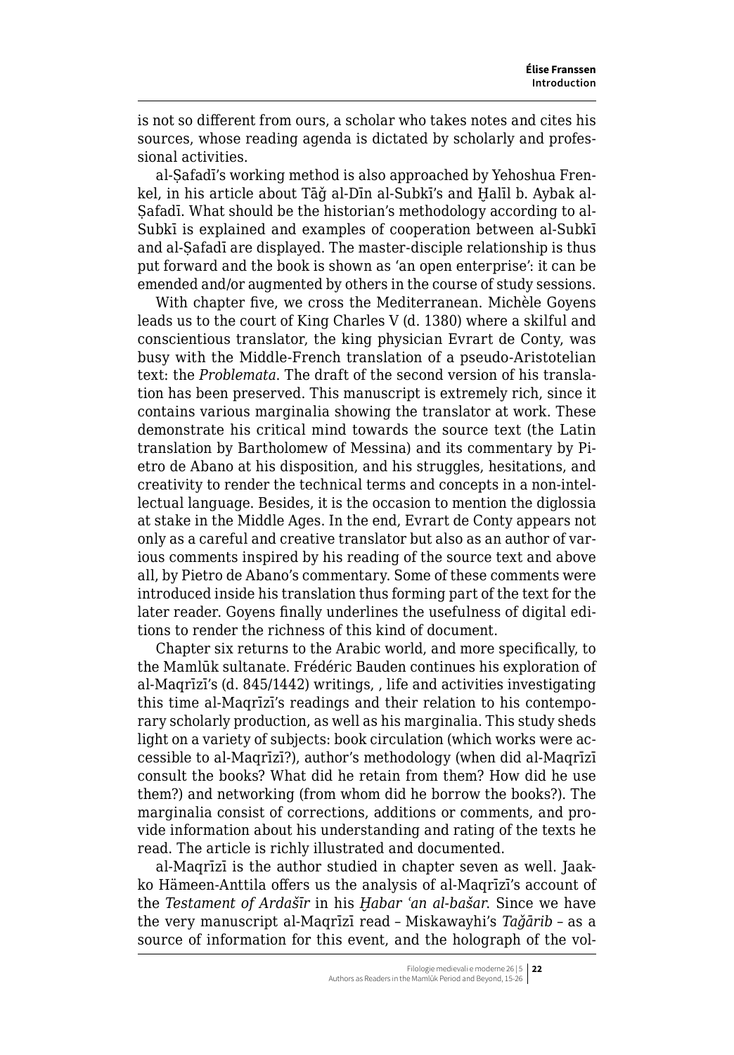is not so different from ours, a scholar who takes notes and cites his sources, whose reading agenda is dictated by scholarly and professional activities.

al-Ṣafadī's working method is also approached by Yehoshua Frenkel, in his article about Tāǧ al-Dīn al-Subkī's and Ḫalīl b. Aybak al-Ṣafadī. What should be the historian's methodology according to al-Subkī is explained and examples of cooperation between al-Subkī and al-Ṣafadī are displayed. The master-disciple relationship is thus put forward and the book is shown as 'an open enterprise': it can be emended and/or augmented by others in the course of study sessions.

With chapter five, we cross the Mediterranean. Michèle Goyens leads us to the court of King Charles V (d. 1380) where a skilful and conscientious translator, the king physician Evrart de Conty, was busy with the Middle-French translation of a pseudo-Aristotelian text: the *Problemata*. The draft of the second version of his translation has been preserved. This manuscript is extremely rich, since it contains various marginalia showing the translator at work. These demonstrate his critical mind towards the source text (the Latin translation by Bartholomew of Messina) and its commentary by Pietro de Abano at his disposition, and his struggles, hesitations, and creativity to render the technical terms and concepts in a non-intellectual language. Besides, it is the occasion to mention the diglossia at stake in the Middle Ages. In the end, Evrart de Conty appears not only as a careful and creative translator but also as an author of various comments inspired by his reading of the source text and above all, by Pietro de Abano's commentary. Some of these comments were introduced inside his translation thus forming part of the text for the later reader. Goyens finally underlines the usefulness of digital editions to render the richness of this kind of document.

Chapter six returns to the Arabic world, and more specifically, to the Mamlūk sultanate. Frédéric Bauden continues his exploration of al-Maqrīzī's (d. 845/1442) writings, , life and activities investigating this time al-Maqrīzī's readings and their relation to his contemporary scholarly production, as well as his marginalia. This study sheds light on a variety of subjects: book circulation (which works were accessible to al-Maqrīzī?), author's methodology (when did al-Maqrīzī consult the books? What did he retain from them? How did he use them?) and networking (from whom did he borrow the books?). The marginalia consist of corrections, additions or comments, and provide information about his understanding and rating of the texts he read. The article is richly illustrated and documented.

al-Maqrīzī is the author studied in chapter seven as well. Jaakko Hämeen-Anttila offers us the analysis of al-Maqrīzī's account of the *Testament of Ardašīr* in his *Ḫabar ʿan al-bašar*. Since we have the very manuscript al-Maqrīzī read – Miskawayhi's *Taǧārib* – as a source of information for this event, and the holograph of the vol-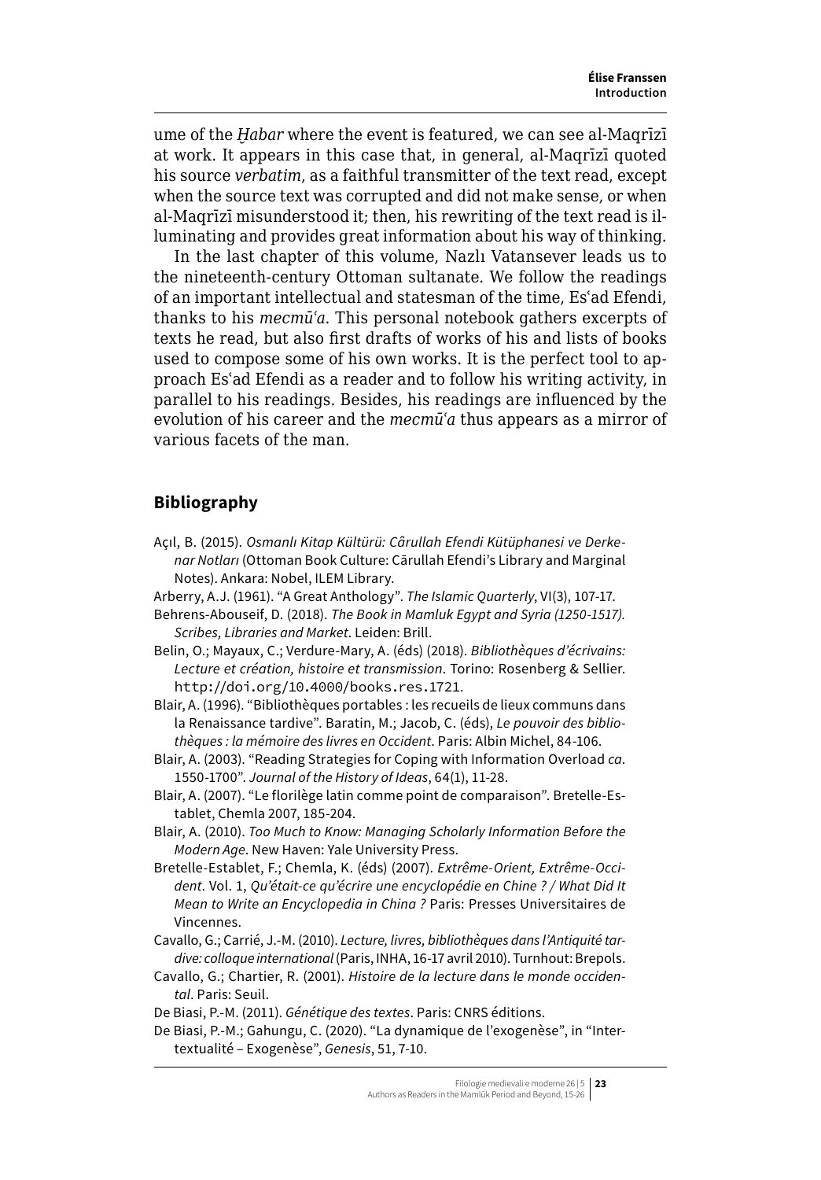ume of the *Ḫabar* where the event is featured, we can see al-Maqrīzī at work. It appears in this case that, in general, al-Maqrīzī quoted his source *verbatim*, as a faithful transmitter of the text read, except when the source text was corrupted and did not make sense, or when al-Maqrīzī misunderstood it; then, his rewriting of the text read is illuminating and provides great information about his way of thinking.

In the last chapter of this volume, Nazlı Vatansever leads us to the nineteenth-century Ottoman sultanate. We follow the readings of an important intellectual and statesman of the time, Esʿad Efendi, thanks to his *mecmūʿa*. This personal notebook gathers excerpts of texts he read, but also first drafts of works of his and lists of books used to compose some of his own works. It is the perfect tool to approach Esʿad Efendi as a reader and to follow his writing activity, in parallel to his readings. Besides, his readings are influenced by the evolution of his career and the *mecmūʿa* thus appears as a mirror of various facets of the man.

## Bibliography

Açıl, B. (2015). *Osmanlı Kitap Kültürü: Cârullah Efendi Kütüphanesi ve Derkenar Notları* (Ottoman Book Culture: Cārullah Efendi's Library and Marginal Notes). Ankara: Nobel, ILEM Library.

Arberry, A.J. (1961). "A Great Anthology". *The Islamic Quarterly*, VI(3), 107-17.

Behrens-Abouseif, D. (2018). *The Book in Mamluk Egypt and Syria (1250-1517). Scribes, Libraries and Market*. Leiden: Brill.

Belin, O.; Mayaux, C.; Verdure-Mary, A. (éds) (2018). *Bibliothèques d'écrivains: Lecture et création, histoire et transmission*. Torino: Rosenberg & Sellier. http://doi.org/10.4000/books.res.1721.

Blair, A. (1996). "Bibliothèques portables : les recueils de lieux communs dans la Renaissance tardive". Baratin, M.; Jacob, C. (éds), *Le pouvoir des bibliothèques : la mémoire des livres en Occident*. Paris: Albin Michel, 84-106.

Blair, A. (2003). "Reading Strategies for Coping with Information Overload *ca*. 1550-1700". *Journal of the History of Ideas*, 64(1), 11-28.

Blair, A. (2007). "Le florilège latin comme point de comparaison". Bretelle-Establet, Chemla 2007, 185-204.

Blair, A. (2010). *Too Much to Know: Managing Scholarly Information Before the Modern Age*. New Haven: Yale University Press.

Bretelle-Establet, F.; Chemla, K. (éds) (2007). *Extrême-Orient, Extrême-Occident*. Vol. 1, *Qu'était-ce qu'écrire une encyclopédie en Chine ? / What Did It Mean to Write an Encyclopedia in China ?* Paris: Presses Universitaires de Vincennes.

Cavallo, G.; Carrié, J.-M. (2010). *Lecture, livres, bibliothèques dans l'Antiquité tardive: colloque international* (Paris, INHA, 16-17 avril 2010). Turnhout: Brepols.

Cavallo, G.; Chartier, R. (2001). *Histoire de la lecture dans le monde occidental*. Paris: Seuil.

De Biasi, P.-M. (2011). *Génétique des textes*. Paris: CNRS éditions.

De Biasi, P.-M.; Gahungu, C. (2020). "La dynamique de l'exogenèse", in "Intertextualité – Exogenèse", *Genesis*, 51, 7-10.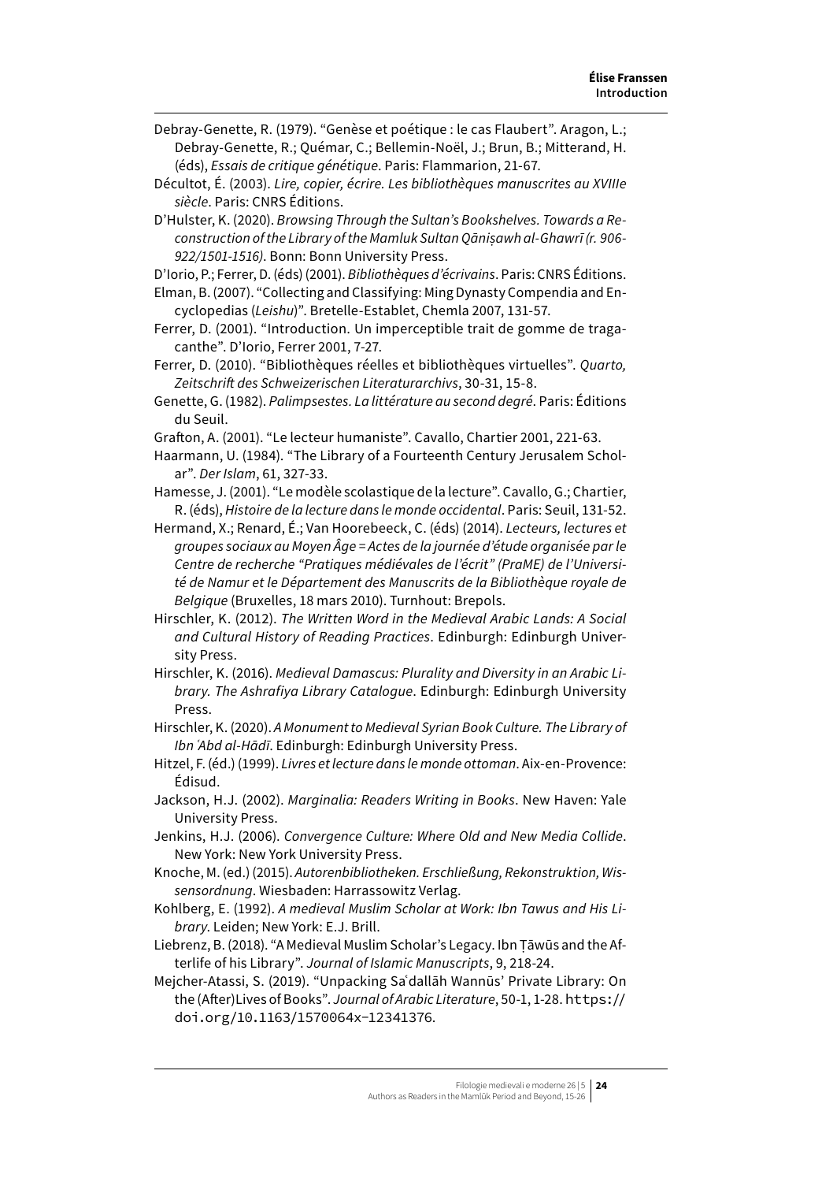Debray-Genette, R. (1979). “Genèse et poétique : le cas Flaubert”. Aragon, L.; Debray-Genette, R.; Quémar, C.; Bellemin-Noël, J.; Brun, B.; Mitterand, H. (éds), *Essais de critique génétique*. Paris: Flammarion, 21-67.

Décultot, É. (2003). *Lire, copier, écrire. Les bibliothèques manuscrites au XVIIIe siècle*. Paris: CNRS Éditions.

D’Hulster, K. (2020). *Browsing Through the Sultan’s Bookshelves. Towards a Reconstruction of the Library of the Mamluk Sultan Qāniṣawh al-Ghawrī (r. 906-922/1501-1516)*. Bonn: Bonn University Press.

D’Iorio, P.; Ferrer, D. (éds) (2001). *Bibliothèques d’écrivains*. Paris: CNRS Éditions.

Elman, B. (2007). “Collecting and Classifying: Ming Dynasty Compendia and Encyclopedias (*Leishu*)”. Bretelle-Establet, Chemla 2007, 131-57.

Ferrer, D. (2001). “Introduction. Un imperceptible trait de gomme de tragacanthe”. D’Iorio, Ferrer 2001, 7-27.

Ferrer, D. (2010). “Bibliothèques réelles et bibliothèques virtuelles”. *Quarto, Zeitschrift des Schweizerischen Literaturarchivs*, 30-31, 15-8.

Genette, G. (1982). *Palimpsestes. La littérature au second degré*. Paris: Éditions du Seuil.

Grafton, A. (2001). “Le lecteur humaniste”. Cavallo, Chartier 2001, 221-63.

Haarmann, U. (1984). “The Library of a Fourteenth Century Jerusalem Scholar”. *Der Islam*, 61, 327-33.

Hamesse, J. (2001). “Le modèle scolastique de la lecture”. Cavallo, G.; Chartier, R. (éds), *Histoire de la lecture dans le monde occidental*. Paris: Seuil, 131-52.

Hermand, X.; Renard, É.; Van Hoorebeeck, C. (éds) (2014). *Lecteurs, lectures et groupes sociaux au Moyen Âge = Actes de la journée d’étude organisée par le Centre de recherche “Pratiques médiévales de l’écrit” (PraME) de l’Université de Namur et le Département des Manuscrits de la Bibliothèque royale de Belgique* (Bruxelles, 18 mars 2010). Turnhout: Brepols.

Hirschler, K. (2012). *The Written Word in the Medieval Arabic Lands: A Social and Cultural History of Reading Practices*. Edinburgh: Edinburgh University Press.

Hirschler, K. (2016). *Medieval Damascus: Plurality and Diversity in an Arabic Library. The Ashrafiya Library Catalogue*. Edinburgh: Edinburgh University Press.

Hirschler, K. (2020). *A Monument to Medieval Syrian Book Culture. The Library of Ibn ʿAbd al-Hādī*. Edinburgh: Edinburgh University Press.

Hitzel, F. (éd.) (1999). *Livres et lecture dans le monde ottoman*. Aix-en-Provence: Édisud.

Jackson, H.J. (2002). *Marginalia: Readers Writing in Books*. New Haven: Yale University Press.

Jenkins, H.J. (2006). *Convergence Culture: Where Old and New Media Collide*. New York: New York University Press.

Knoche, M. (ed.) (2015). *Autorenbibliotheken. Erschließung, Rekonstruktion, Wissensordnung*. Wiesbaden: Harrassowitz Verlag.

Kohlberg, E. (1992). *A medieval Muslim Scholar at Work: Ibn Tawus and His Library*. Leiden; New York: E.J. Brill.

Liebrenz, B. (2018). “A Medieval Muslim Scholar’s Legacy. Ibn Ṭāwūs and the Afterlife of his Library”. *Journal of Islamic Manuscripts*, 9, 218-24.

Mejcher-Atassi, S. (2019). “Unpacking Saʿdallāh Wannūs’ Private Library: On the (After)Lives of Books”. *Journal of Arabic Literature*, 50-1, 1-28. https://doi.org/10.1163/1570064x-12341376.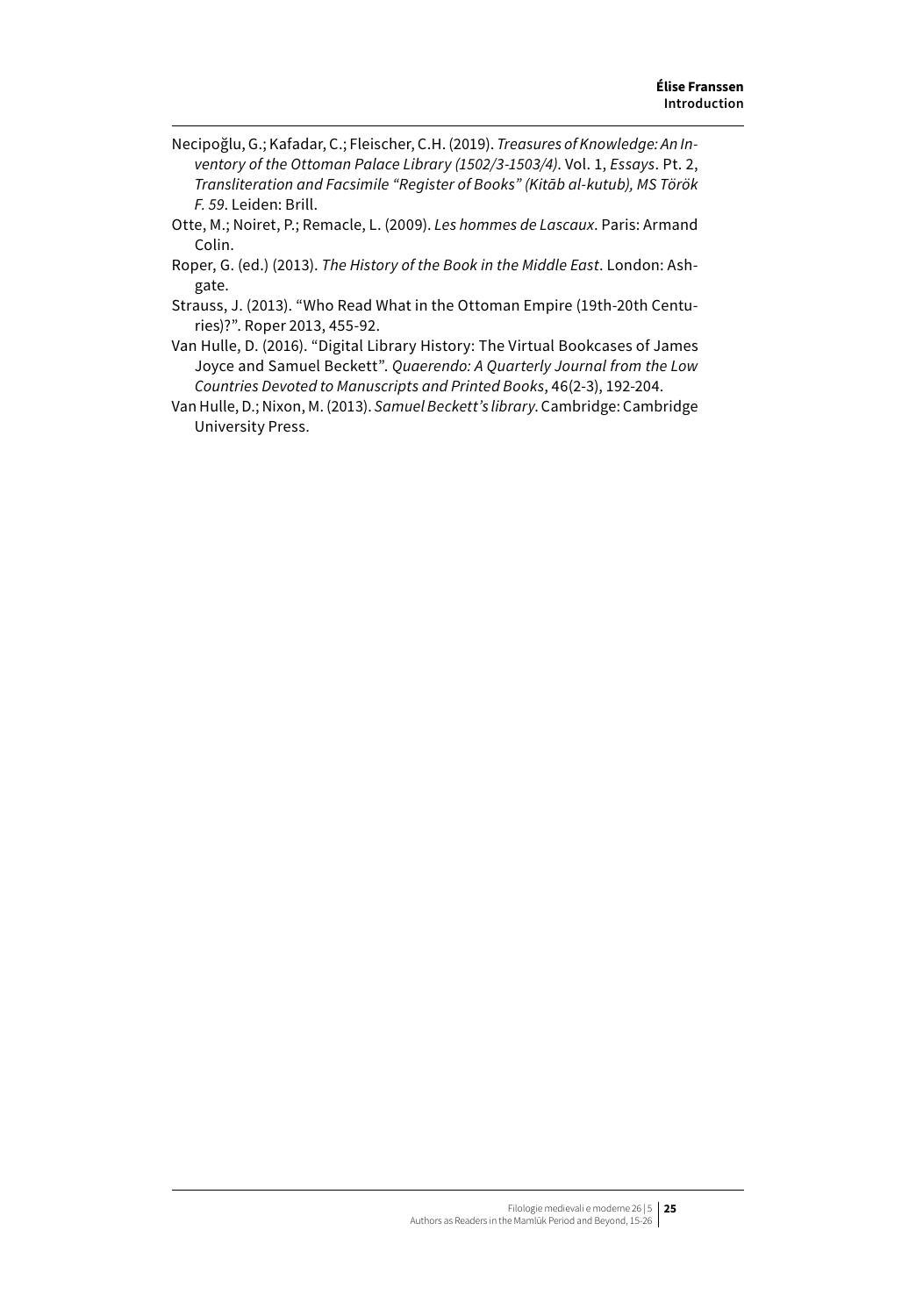Necipoğlu, G.; Kafadar, C.; Fleischer, C.H. (2019). *Treasures of Knowledge: An Inventory of the Ottoman Palace Library (1502/3-1503/4)*. Vol. 1, *Essays*. Pt. 2, *Transliteration and Facsimile “Register of Books” (Kitāb al-kutub), MS Török F. 59*. Leiden: Brill.

Otte, M.; Noiret, P.; Remacle, L. (2009). *Les hommes de Lascaux*. Paris: Armand Colin.

Roper, G. (ed.) (2013). *The History of the Book in the Middle East*. London: Ashgate.

Strauss, J. (2013). “Who Read What in the Ottoman Empire (19th-20th Centuries)?”. Roper 2013, 455-92.

Van Hulle, D. (2016). “Digital Library History: The Virtual Bookcases of James Joyce and Samuel Beckett”. *Quaerendo: A Quarterly Journal from the Low Countries Devoted to Manuscripts and Printed Books*, 46(2-3), 192-204.

Van Hulle, D.; Nixon, M. (2013). *Samuel Beckett’s library*. Cambridge: Cambridge University Press.